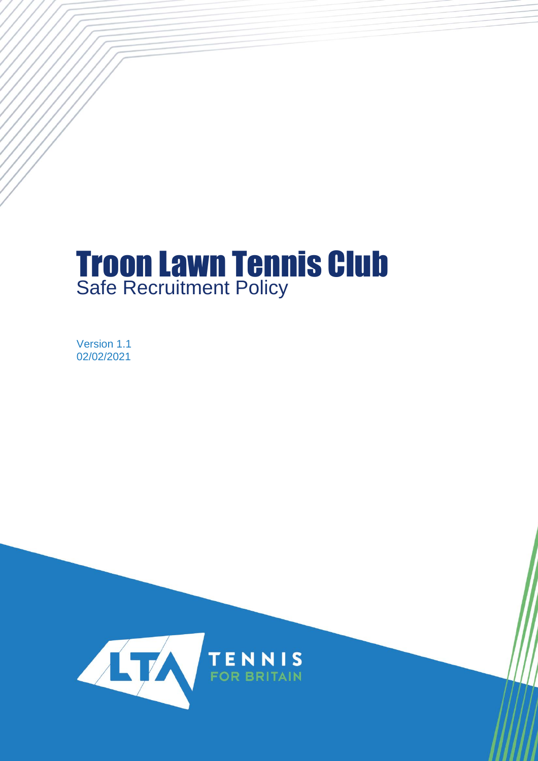# Troon Lawn Tennis Club

## Safe Recruitment Policy

Version 1.1
02/02/2021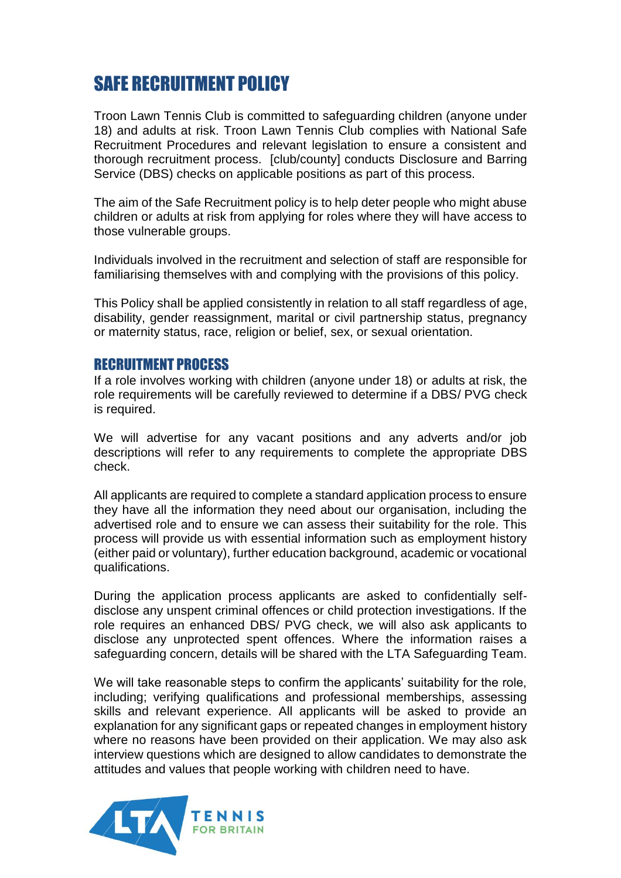# SAFE RECRUITMENT POLICY

Troon Lawn Tennis Club is committed to safeguarding children (anyone under 18) and adults at risk. Troon Lawn Tennis Club complies with National Safe Recruitment Procedures and relevant legislation to ensure a consistent and thorough recruitment process. [club/county] conducts Disclosure and Barring Service (DBS) checks on applicable positions as part of this process.

The aim of the Safe Recruitment policy is to help deter people who might abuse children or adults at risk from applying for roles where they will have access to those vulnerable groups.

Individuals involved in the recruitment and selection of staff are responsible for familiarising themselves with and complying with the provisions of this policy.

This Policy shall be applied consistently in relation to all staff regardless of age, disability, gender reassignment, marital or civil partnership status, pregnancy or maternity status, race, religion or belief, sex, or sexual orientation.

## RECRUITMENT PROCESS

If a role involves working with children (anyone under 18) or adults at risk, the role requirements will be carefully reviewed to determine if a DBS/ PVG check is required.

We will advertise for any vacant positions and any adverts and/or job descriptions will refer to any requirements to complete the appropriate DBS check.

All applicants are required to complete a standard application process to ensure they have all the information they need about our organisation, including the advertised role and to ensure we can assess their suitability for the role. This process will provide us with essential information such as employment history (either paid or voluntary), further education background, academic or vocational qualifications.

During the application process applicants are asked to confidentially self-disclose any unspent criminal offences or child protection investigations. If the role requires an enhanced DBS/ PVG check, we will also ask applicants to disclose any unprotected spent offences. Where the information raises a safeguarding concern, details will be shared with the LTA Safeguarding Team.

We will take reasonable steps to confirm the applicants' suitability for the role, including; verifying qualifications and professional memberships, assessing skills and relevant experience. All applicants will be asked to provide an explanation for any significant gaps or repeated changes in employment history where no reasons have been provided on their application. We may also ask interview questions which are designed to allow candidates to demonstrate the attitudes and values that people working with children need to have.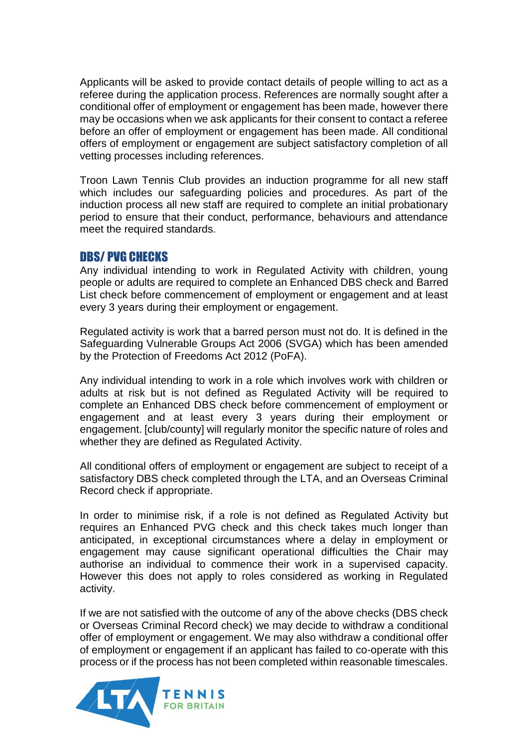Applicants will be asked to provide contact details of people willing to act as a referee during the application process. References are normally sought after a conditional offer of employment or engagement has been made, however there may be occasions when we ask applicants for their consent to contact a referee before an offer of employment or engagement has been made. All conditional offers of employment or engagement are subject satisfactory completion of all vetting processes including references.

Troon Lawn Tennis Club provides an induction programme for all new staff which includes our safeguarding policies and procedures. As part of the induction process all new staff are required to complete an initial probationary period to ensure that their conduct, performance, behaviours and attendance meet the required standards.

## DBS/ PVG CHECKS

Any individual intending to work in Regulated Activity with children, young people or adults are required to complete an Enhanced DBS check and Barred List check before commencement of employment or engagement and at least every 3 years during their employment or engagement.

Regulated activity is work that a barred person must not do. It is defined in the Safeguarding Vulnerable Groups Act 2006 (SVGA) which has been amended by the Protection of Freedoms Act 2012 (PoFA).

Any individual intending to work in a role which involves work with children or adults at risk but is not defined as Regulated Activity will be required to complete an Enhanced DBS check before commencement of employment or engagement and at least every 3 years during their employment or engagement. [club/county] will regularly monitor the specific nature of roles and whether they are defined as Regulated Activity.

All conditional offers of employment or engagement are subject to receipt of a satisfactory DBS check completed through the LTA, and an Overseas Criminal Record check if appropriate.

In order to minimise risk, if a role is not defined as Regulated Activity but requires an Enhanced PVG check and this check takes much longer than anticipated, in exceptional circumstances where a delay in employment or engagement may cause significant operational difficulties the Chair may authorise an individual to commence their work in a supervised capacity. However this does not apply to roles considered as working in Regulated activity.

If we are not satisfied with the outcome of any of the above checks (DBS check or Overseas Criminal Record check) we may decide to withdraw a conditional offer of employment or engagement. We may also withdraw a conditional offer of employment or engagement if an applicant has failed to co-operate with this process or if the process has not been completed within reasonable timescales.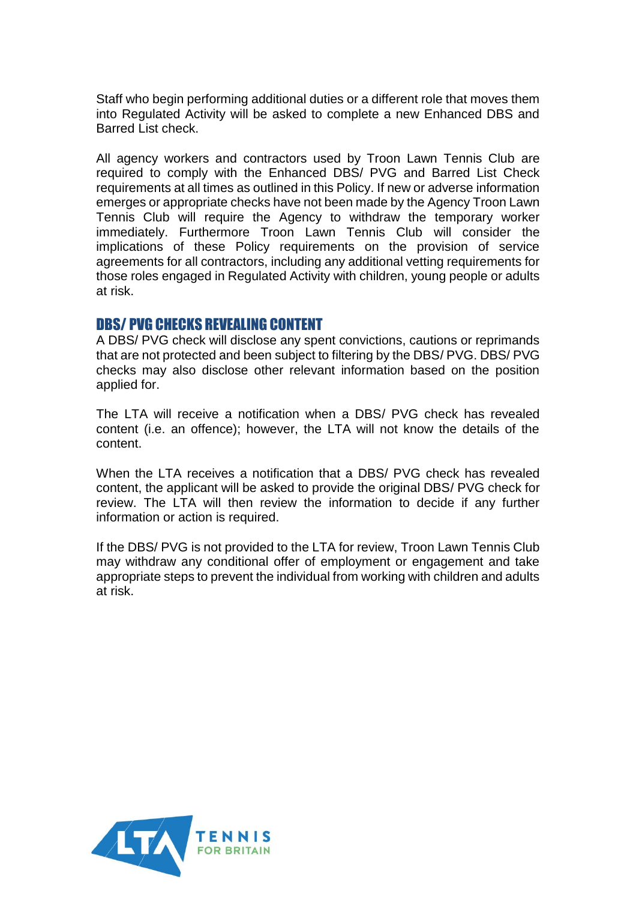Staff who begin performing additional duties or a different role that moves them into Regulated Activity will be asked to complete a new Enhanced DBS and Barred List check.

All agency workers and contractors used by Troon Lawn Tennis Club are required to comply with the Enhanced DBS/ PVG and Barred List Check requirements at all times as outlined in this Policy. If new or adverse information emerges or appropriate checks have not been made by the Agency Troon Lawn Tennis Club will require the Agency to withdraw the temporary worker immediately. Furthermore Troon Lawn Tennis Club will consider the implications of these Policy requirements on the provision of service agreements for all contractors, including any additional vetting requirements for those roles engaged in Regulated Activity with children, young people or adults at risk.

## DBS/ PVG CHECKS REVEALING CONTENT

A DBS/ PVG check will disclose any spent convictions, cautions or reprimands that are not protected and been subject to filtering by the DBS/ PVG. DBS/ PVG checks may also disclose other relevant information based on the position applied for.

The LTA will receive a notification when a DBS/ PVG check has revealed content (i.e. an offence); however, the LTA will not know the details of the content.

When the LTA receives a notification that a DBS/ PVG check has revealed content, the applicant will be asked to provide the original DBS/ PVG check for review. The LTA will then review the information to decide if any further information or action is required.

If the DBS/ PVG is not provided to the LTA for review, Troon Lawn Tennis Club may withdraw any conditional offer of employment or engagement and take appropriate steps to prevent the individual from working with children and adults at risk.